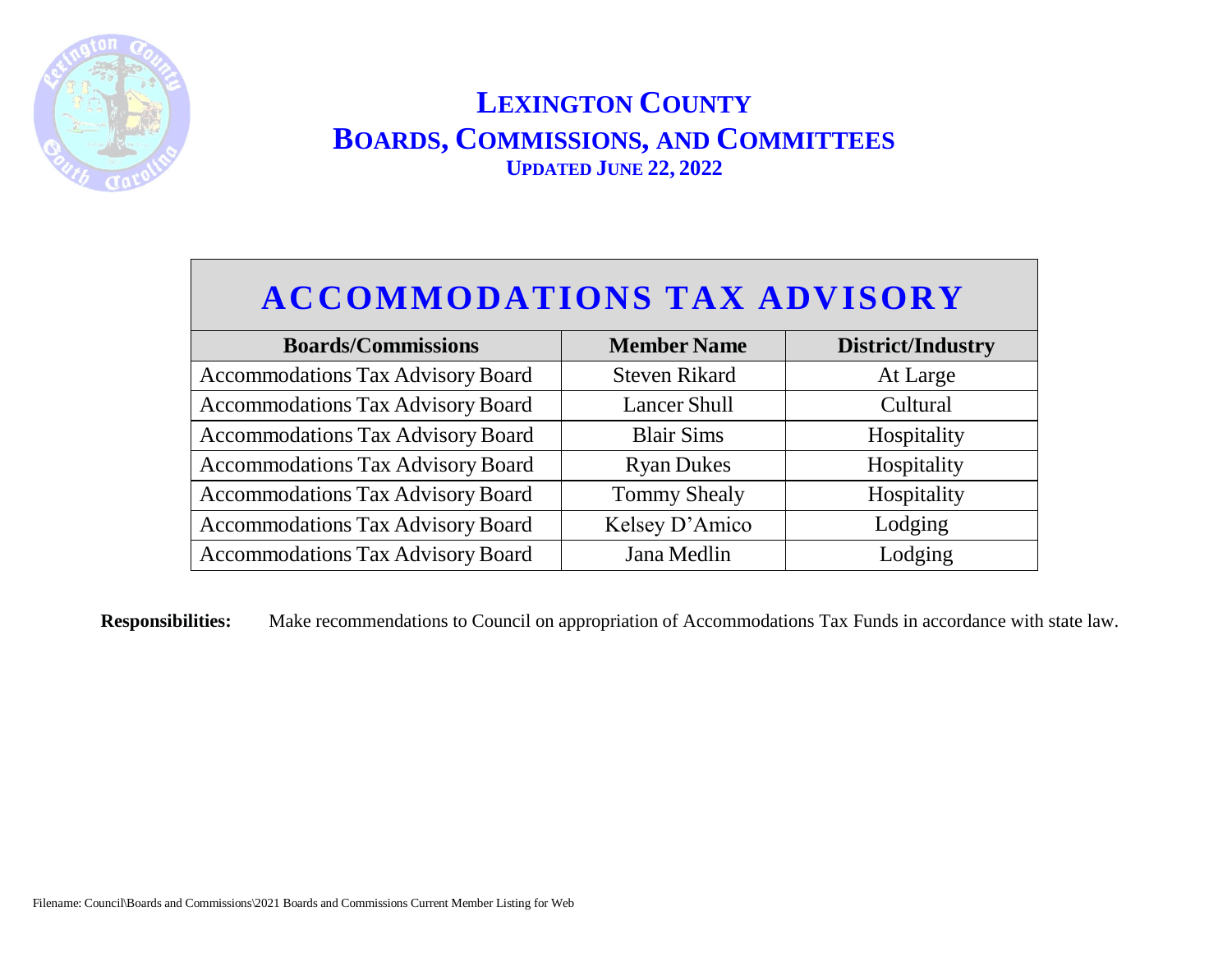# LEXINGTON COUNTY
# BOARDS, COMMISSIONS, AND COMMITTEES
### UPDATED JUNE 22, 2022

## ACCOMMODATIONS TAX ADVISORY

| Boards/Commissions | Member Name | District/Industry |
|---|---|---|
| Accommodations Tax Advisory Board | Steven Rikard | At Large |
| Accommodations Tax Advisory Board | Lancer Shull | Cultural |
| Accommodations Tax Advisory Board | Blair Sims | Hospitality |
| Accommodations Tax Advisory Board | Ryan Dukes | Hospitality |
| Accommodations Tax Advisory Board | Tommy Shealy | Hospitality |
| Accommodations Tax Advisory Board | Kelsey D'Amico | Lodging |
| Accommodations Tax Advisory Board | Jana Medlin | Lodging |

**Responsibilities:** Make recommendations to Council on appropriation of Accommodations Tax Funds in accordance with state law.

Filename: Council\Boards and Commissions\2021 Boards and Commissions Current Member Listing for Web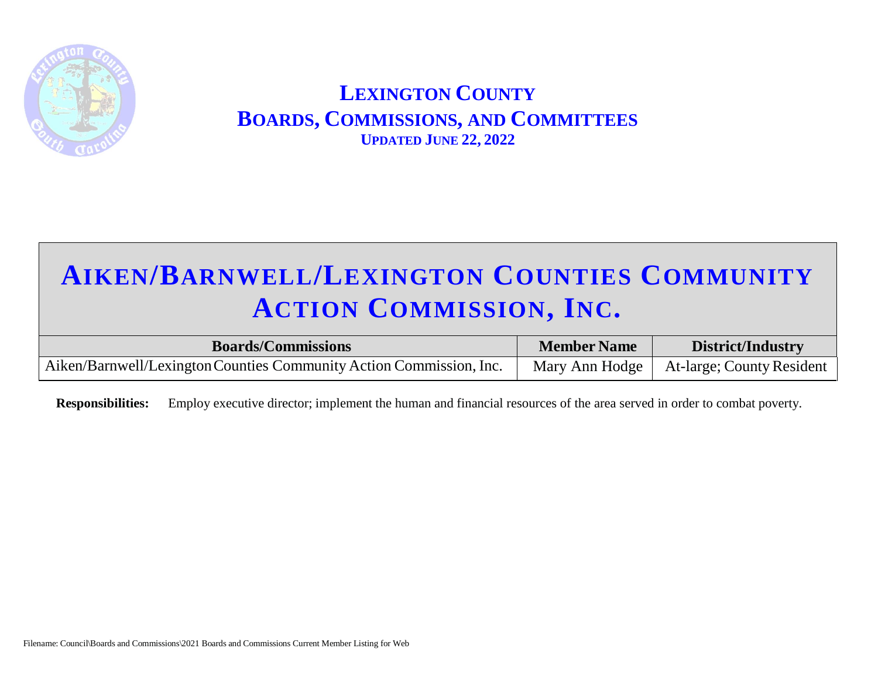# LEXINGTON COUNTY
## BOARDS, COMMISSIONS, AND COMMITTEES
**UPDATED JUNE 22, 2022**

# AIKEN/BARNWELL/LEXINGTON COUNTIES COMMUNITY ACTION COMMISSION, INC.

| Boards/Commissions | Member Name | District/Industry |
| --- | --- | --- |
| Aiken/Barnwell/Lexington Counties Community Action Commission, Inc. | Mary Ann Hodge | At-large; County Resident |

**Responsibilities:** Employ executive director; implement the human and financial resources of the area served in order to combat poverty.

Filename: Council\Boards and Commissions\2021 Boards and Commissions Current Member Listing for Web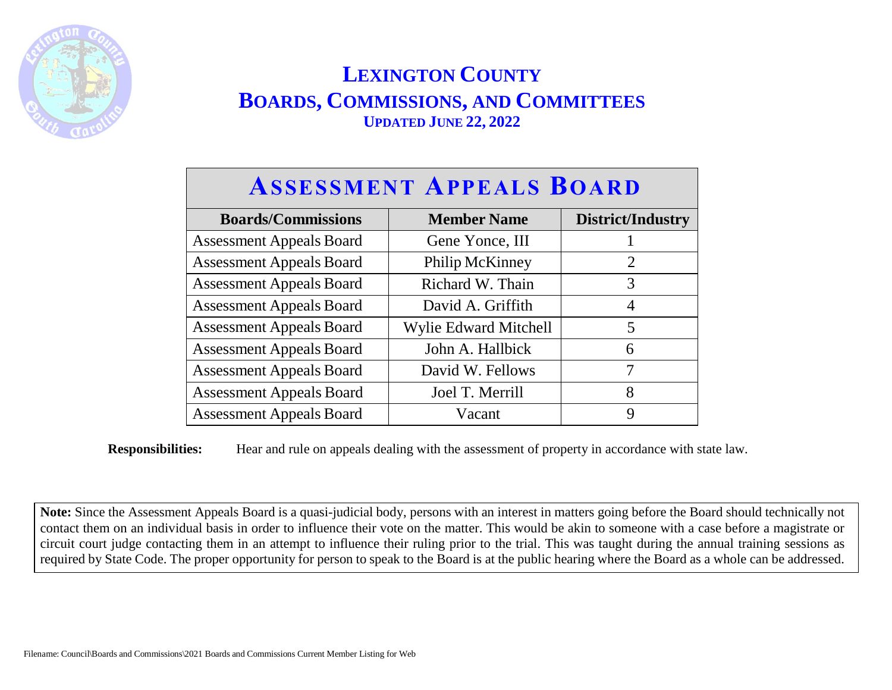# LEXINGTON COUNTY
# BOARDS, COMMISSIONS, AND COMMITTEES
### UPDATED JUNE 22, 2022

## ASSESSMENT APPEALS BOARD

| Boards/Commissions | Member Name | District/Industry |
|---|---|---|
| Assessment Appeals Board | Gene Yonce, III | 1 |
| Assessment Appeals Board | Philip McKinney | 2 |
| Assessment Appeals Board | Richard W. Thain | 3 |
| Assessment Appeals Board | David A. Griffith | 4 |
| Assessment Appeals Board | Wylie Edward Mitchell | 5 |
| Assessment Appeals Board | John A. Hallbick | 6 |
| Assessment Appeals Board | David W. Fellows | 7 |
| Assessment Appeals Board | Joel T. Merrill | 8 |
| Assessment Appeals Board | Vacant | 9 |

**Responsibilities:** Hear and rule on appeals dealing with the assessment of property in accordance with state law.

**Note:** Since the Assessment Appeals Board is a quasi-judicial body, persons with an interest in matters going before the Board should technically not contact them on an individual basis in order to influence their vote on the matter. This would be akin to someone with a case before a magistrate or circuit court judge contacting them in an attempt to influence their ruling prior to the trial. This was taught during the annual training sessions as required by State Code. The proper opportunity for person to speak to the Board is at the public hearing where the Board as a whole can be addressed.

Filename: Council\Boards and Commissions\2021 Boards and Commissions Current Member Listing for Web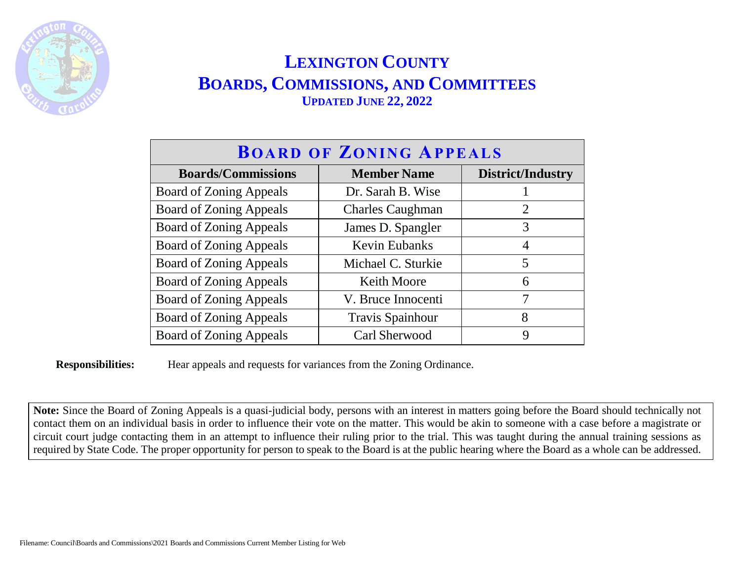# LEXINGTON COUNTY
# BOARDS, COMMISSIONS, AND COMMITTEES
### UPDATED JUNE 22, 2022

| BOARD OF ZONING APPEALS | | |
|---|---|---|
| **Boards/Commissions** | **Member Name** | **District/Industry** |
| Board of Zoning Appeals | Dr. Sarah B. Wise | 1 |
| Board of Zoning Appeals | Charles Caughman | 2 |
| Board of Zoning Appeals | James D. Spangler | 3 |
| Board of Zoning Appeals | Kevin Eubanks | 4 |
| Board of Zoning Appeals | Michael C. Sturkie | 5 |
| Board of Zoning Appeals | Keith Moore | 6 |
| Board of Zoning Appeals | V. Bruce Innocenti | 7 |
| Board of Zoning Appeals | Travis Spainhour | 8 |
| Board of Zoning Appeals | Carl Sherwood | 9 |

**Responsibilities:** Hear appeals and requests for variances from the Zoning Ordinance.

**Note:** Since the Board of Zoning Appeals is a quasi-judicial body, persons with an interest in matters going before the Board should technically not contact them on an individual basis in order to influence their vote on the matter. This would be akin to someone with a case before a magistrate or circuit court judge contacting them in an attempt to influence their ruling prior to the trial. This was taught during the annual training sessions as required by State Code. The proper opportunity for person to speak to the Board is at the public hearing where the Board as a whole can be addressed.

Filename: Council\Boards and Commissions\2021 Boards and Commissions Current Member Listing for Web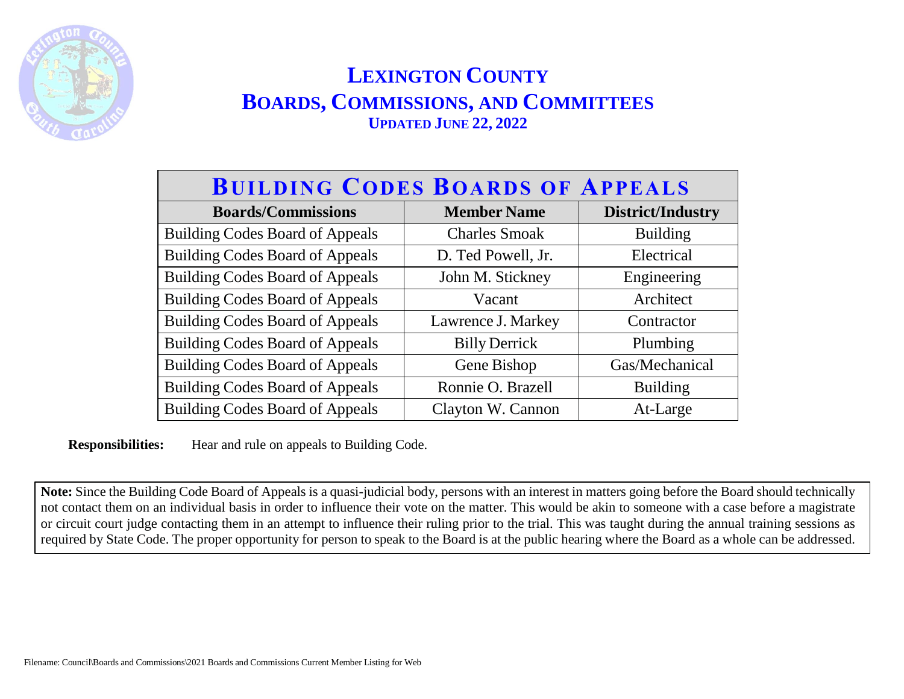# LEXINGTON COUNTY
# BOARDS, COMMISSIONS, AND COMMITTEES
### UPDATED JUNE 22, 2022

| BUILDING CODES BOARDS OF APPEALS | | |
|---|---|---|
| **Boards/Commissions** | **Member Name** | **District/Industry** |
| Building Codes Board of Appeals | Charles Smoak | Building |
| Building Codes Board of Appeals | D. Ted Powell, Jr. | Electrical |
| Building Codes Board of Appeals | John M. Stickney | Engineering |
| Building Codes Board of Appeals | Vacant | Architect |
| Building Codes Board of Appeals | Lawrence J. Markey | Contractor |
| Building Codes Board of Appeals | Billy Derrick | Plumbing |
| Building Codes Board of Appeals | Gene Bishop | Gas/Mechanical |
| Building Codes Board of Appeals | Ronnie O. Brazell | Building |
| Building Codes Board of Appeals | Clayton W. Cannon | At-Large |

**Responsibilities:** Hear and rule on appeals to Building Code.

**Note:** Since the Building Code Board of Appeals is a quasi-judicial body, persons with an interest in matters going before the Board should technically not contact them on an individual basis in order to influence their vote on the matter. This would be akin to someone with a case before a magistrate or circuit court judge contacting them in an attempt to influence their ruling prior to the trial. This was taught during the annual training sessions as required by State Code. The proper opportunity for person to speak to the Board is at the public hearing where the Board as a whole can be addressed.

Filename: Council\Boards and Commissions\2021 Boards and Commissions Current Member Listing for Web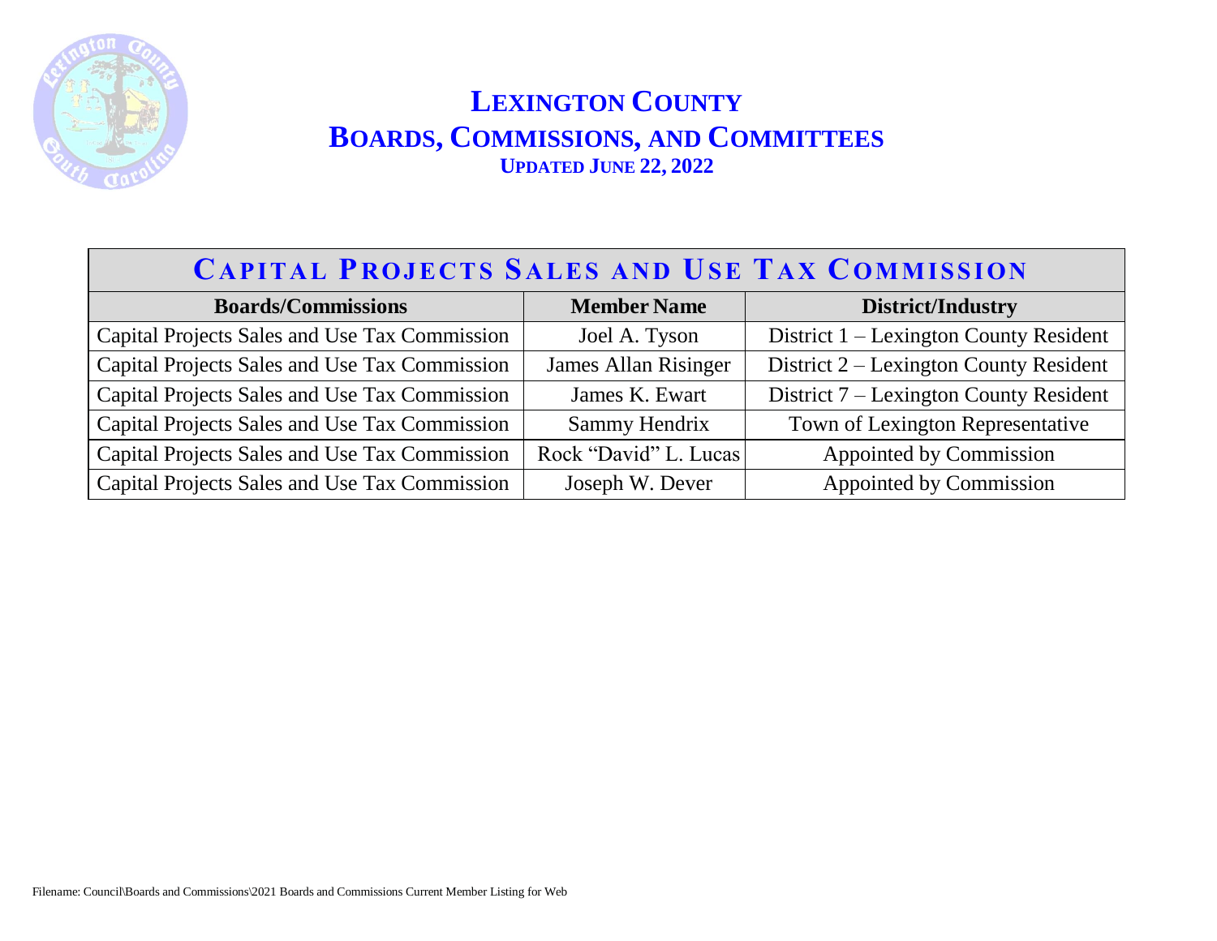# LEXINGTON COUNTY
# BOARDS, COMMISSIONS, AND COMMITTEES
### UPDATED JUNE 22, 2022

## CAPITAL PROJECTS SALES AND USE TAX COMMISSION

| Boards/Commissions | Member Name | District/Industry |
|---|---|---|
| Capital Projects Sales and Use Tax Commission | Joel A. Tyson | District 1 – Lexington County Resident |
| Capital Projects Sales and Use Tax Commission | James Allan Risinger | District 2 – Lexington County Resident |
| Capital Projects Sales and Use Tax Commission | James K. Ewart | District 7 – Lexington County Resident |
| Capital Projects Sales and Use Tax Commission | Sammy Hendrix | Town of Lexington Representative |
| Capital Projects Sales and Use Tax Commission | Rock "David" L. Lucas | Appointed by Commission |
| Capital Projects Sales and Use Tax Commission | Joseph W. Dever | Appointed by Commission |

Filename: Council\Boards and Commissions\2021 Boards and Commissions Current Member Listing for Web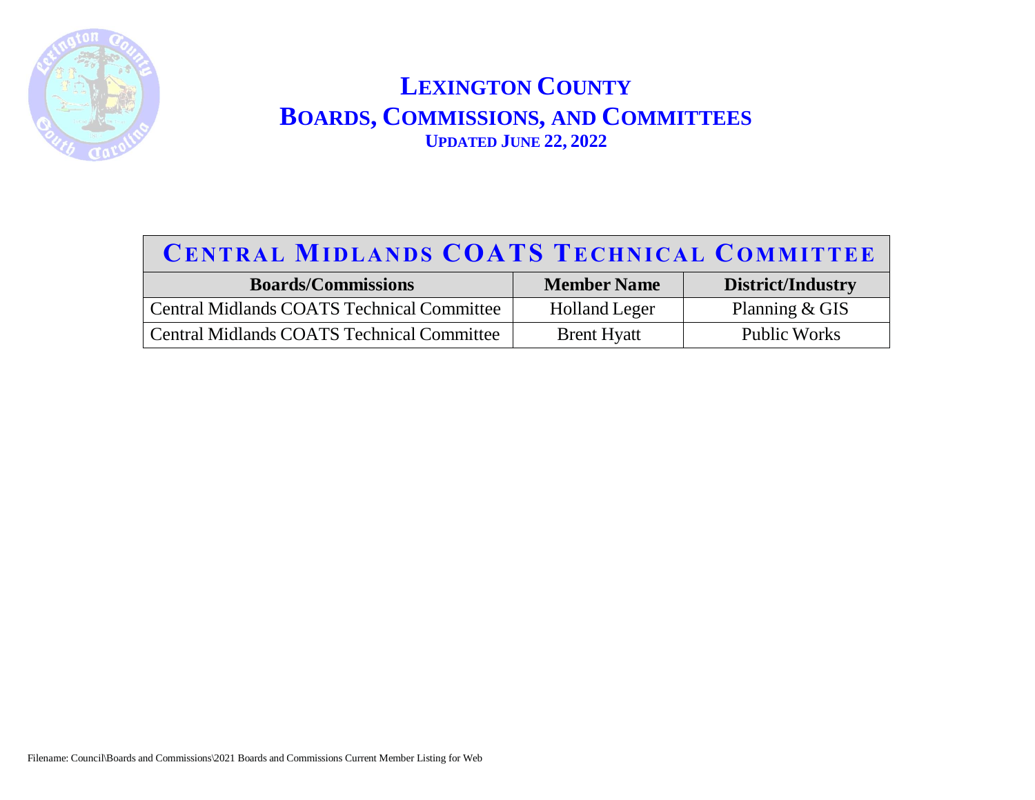# LEXINGTON COUNTY
# BOARDS, COMMISSIONS, AND COMMITTEES
### UPDATED JUNE 22, 2022

| CENTRAL MIDLANDS COATS TECHNICAL COMMITTEE | | |
|---|---|---|
| **Boards/Commissions** | **Member Name** | **District/Industry** |
| Central Midlands COATS Technical Committee | Holland Leger | Planning & GIS |
| Central Midlands COATS Technical Committee | Brent Hyatt | Public Works |

Filename: Council\Boards and Commissions\2021 Boards and Commissions Current Member Listing for Web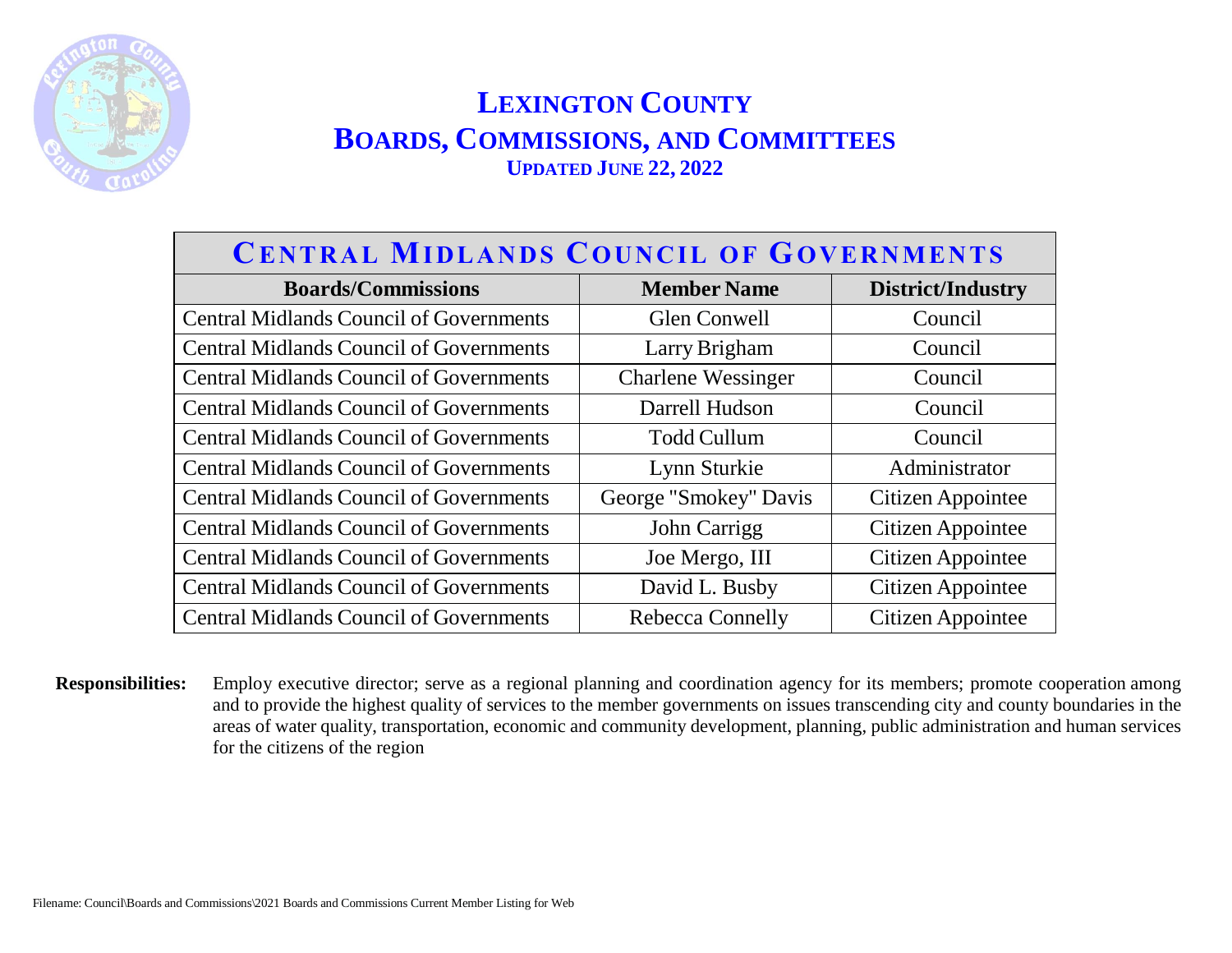# LEXINGTON COUNTY
## BOARDS, COMMISSIONS, AND COMMITTEES
### UPDATED JUNE 22, 2022

| CENTRAL MIDLANDS COUNCIL OF GOVERNMENTS | | |
|---|---|---|
| **Boards/Commissions** | **Member Name** | **District/Industry** |
| Central Midlands Council of Governments | Glen Conwell | Council |
| Central Midlands Council of Governments | Larry Brigham | Council |
| Central Midlands Council of Governments | Charlene Wessinger | Council |
| Central Midlands Council of Governments | Darrell Hudson | Council |
| Central Midlands Council of Governments | Todd Cullum | Council |
| Central Midlands Council of Governments | Lynn Sturkie | Administrator |
| Central Midlands Council of Governments | George "Smokey" Davis | Citizen Appointee |
| Central Midlands Council of Governments | John Carrigg | Citizen Appointee |
| Central Midlands Council of Governments | Joe Mergo, III | Citizen Appointee |
| Central Midlands Council of Governments | David L. Busby | Citizen Appointee |
| Central Midlands Council of Governments | Rebecca Connelly | Citizen Appointee |

**Responsibilities:** Employ executive director; serve as a regional planning and coordination agency for its members; promote cooperation among and to provide the highest quality of services to the member governments on issues transcending city and county boundaries in the areas of water quality, transportation, economic and community development, planning, public administration and human services for the citizens of the region

Filename: Council\Boards and Commissions\2021 Boards and Commissions Current Member Listing for Web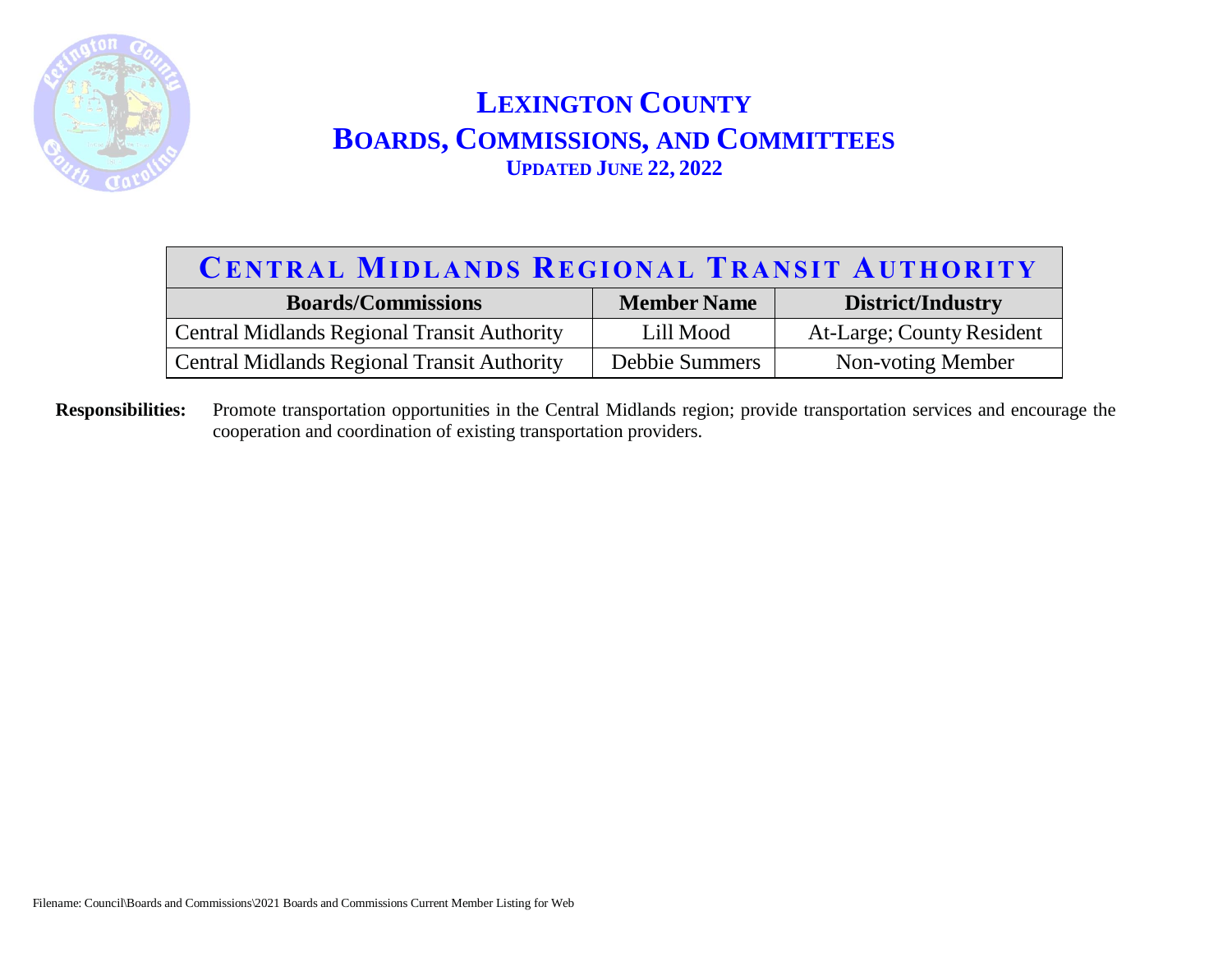# LEXINGTON COUNTY
# BOARDS, COMMISSIONS, AND COMMITTEES
### UPDATED JUNE 22, 2022

| CENTRAL MIDLANDS REGIONAL TRANSIT AUTHORITY | | |
|---|---|---|
| **Boards/Commissions** | **Member Name** | **District/Industry** |
| Central Midlands Regional Transit Authority | Lill Mood | At-Large; County Resident |
| Central Midlands Regional Transit Authority | Debbie Summers | Non-voting Member |

**Responsibilities:** Promote transportation opportunities in the Central Midlands region; provide transportation services and encourage the cooperation and coordination of existing transportation providers.

Filename: Council\Boards and Commissions\2021 Boards and Commissions Current Member Listing for Web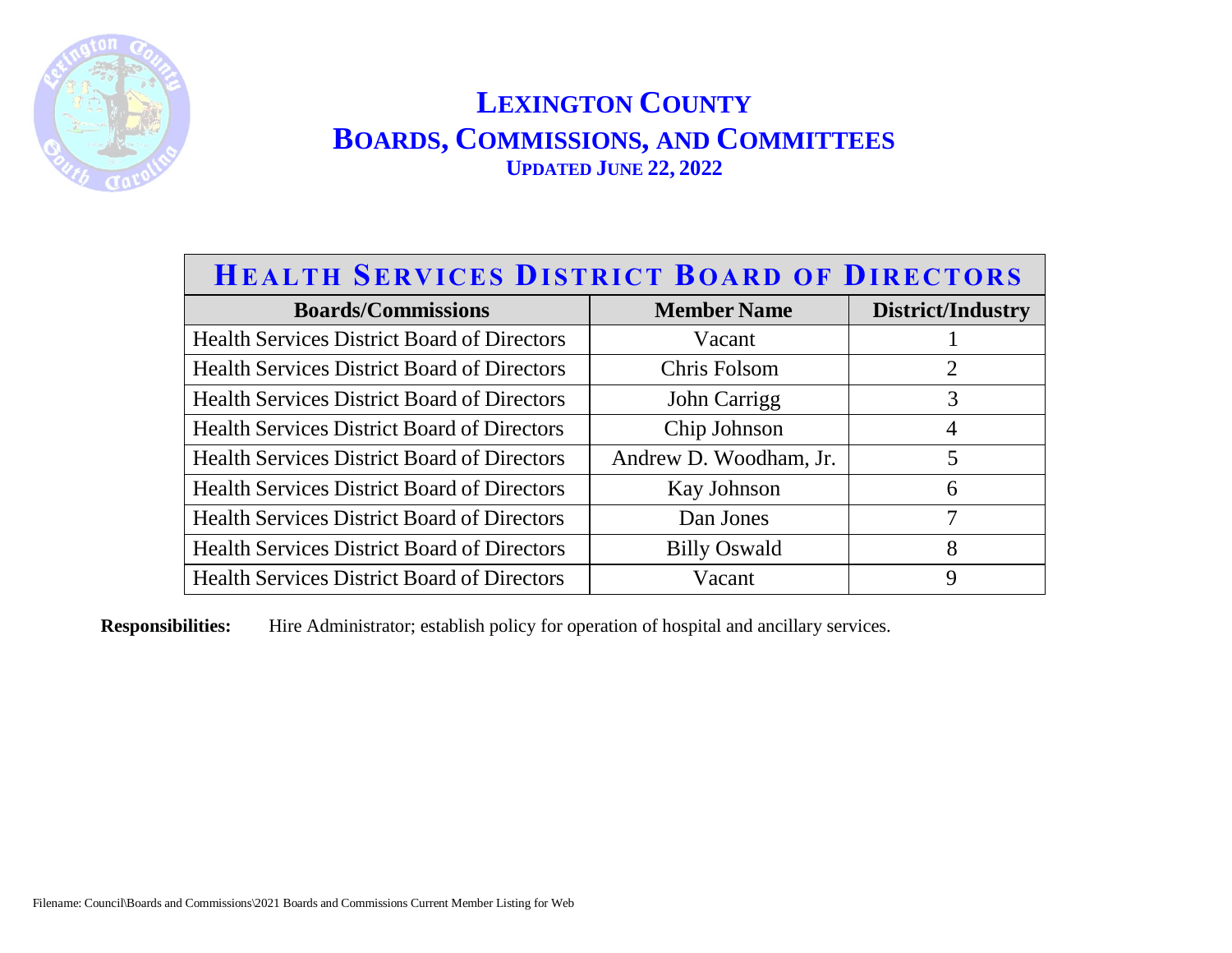# LEXINGTON COUNTY
# BOARDS, COMMISSIONS, AND COMMITTEES
### UPDATED JUNE 22, 2022

| HEALTH SERVICES DISTRICT BOARD OF DIRECTORS | | |
|---|---|---|
| **Boards/Commissions** | **Member Name** | **District/Industry** |
| Health Services District Board of Directors | Vacant | 1 |
| Health Services District Board of Directors | Chris Folsom | 2 |
| Health Services District Board of Directors | John Carrigg | 3 |
| Health Services District Board of Directors | Chip Johnson | 4 |
| Health Services District Board of Directors | Andrew D. Woodham, Jr. | 5 |
| Health Services District Board of Directors | Kay Johnson | 6 |
| Health Services District Board of Directors | Dan Jones | 7 |
| Health Services District Board of Directors | Billy Oswald | 8 |
| Health Services District Board of Directors | Vacant | 9 |

**Responsibilities:** Hire Administrator; establish policy for operation of hospital and ancillary services.

Filename: Council\Boards and Commissions\2021 Boards and Commissions Current Member Listing for Web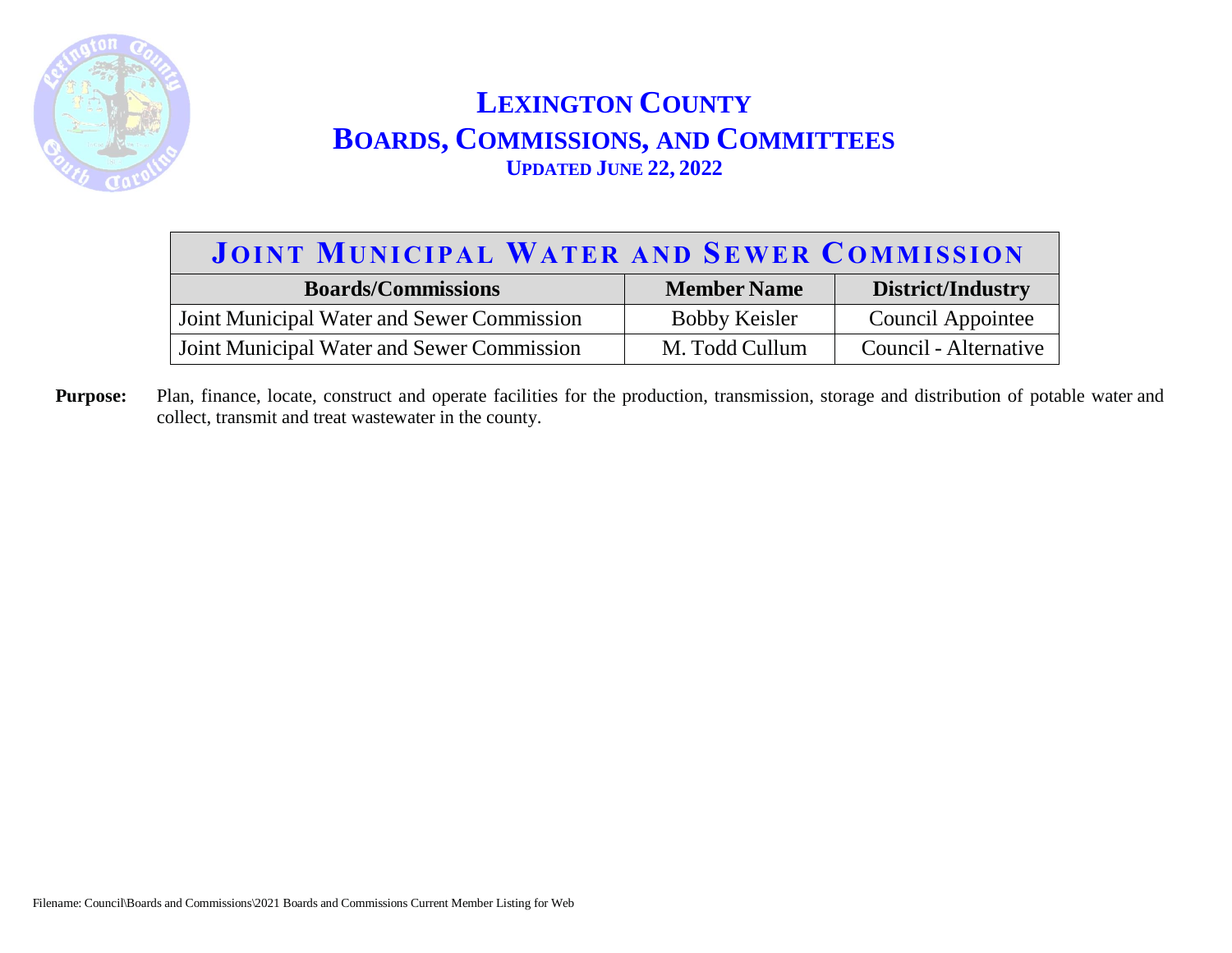# LEXINGTON COUNTY
## BOARDS, COMMISSIONS, AND COMMITTEES
### UPDATED JUNE 22, 2022

| JOINT MUNICIPAL WATER AND SEWER COMMISSION | | |
|---|---|---|
| **Boards/Commissions** | **Member Name** | **District/Industry** |
| Joint Municipal Water and Sewer Commission | Bobby Keisler | Council Appointee |
| Joint Municipal Water and Sewer Commission | M. Todd Cullum | Council - Alternative |

**Purpose:** Plan, finance, locate, construct and operate facilities for the production, transmission, storage and distribution of potable water and collect, transmit and treat wastewater in the county.

Filename: Council\Boards and Commissions\2021 Boards and Commissions Current Member Listing for Web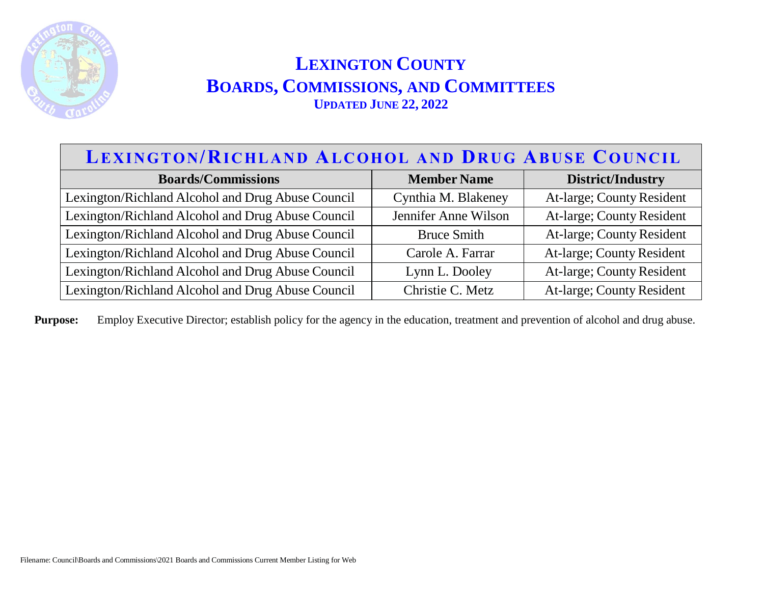# LEXINGTON COUNTY
# BOARDS, COMMISSIONS, AND COMMITTEES
### UPDATED JUNE 22, 2022

## LEXINGTON/RICHLAND ALCOHOL AND DRUG ABUSE COUNCIL

| Boards/Commissions | Member Name | District/Industry |
|---|---|---|
| Lexington/Richland Alcohol and Drug Abuse Council | Cynthia M. Blakeney | At-large; County Resident |
| Lexington/Richland Alcohol and Drug Abuse Council | Jennifer Anne Wilson | At-large; County Resident |
| Lexington/Richland Alcohol and Drug Abuse Council | Bruce Smith | At-large; County Resident |
| Lexington/Richland Alcohol and Drug Abuse Council | Carole A. Farrar | At-large; County Resident |
| Lexington/Richland Alcohol and Drug Abuse Council | Lynn L. Dooley | At-large; County Resident |
| Lexington/Richland Alcohol and Drug Abuse Council | Christie C. Metz | At-large; County Resident |

**Purpose:** Employ Executive Director; establish policy for the agency in the education, treatment and prevention of alcohol and drug abuse.

Filename: Council\Boards and Commissions\2021 Boards and Commissions Current Member Listing for Web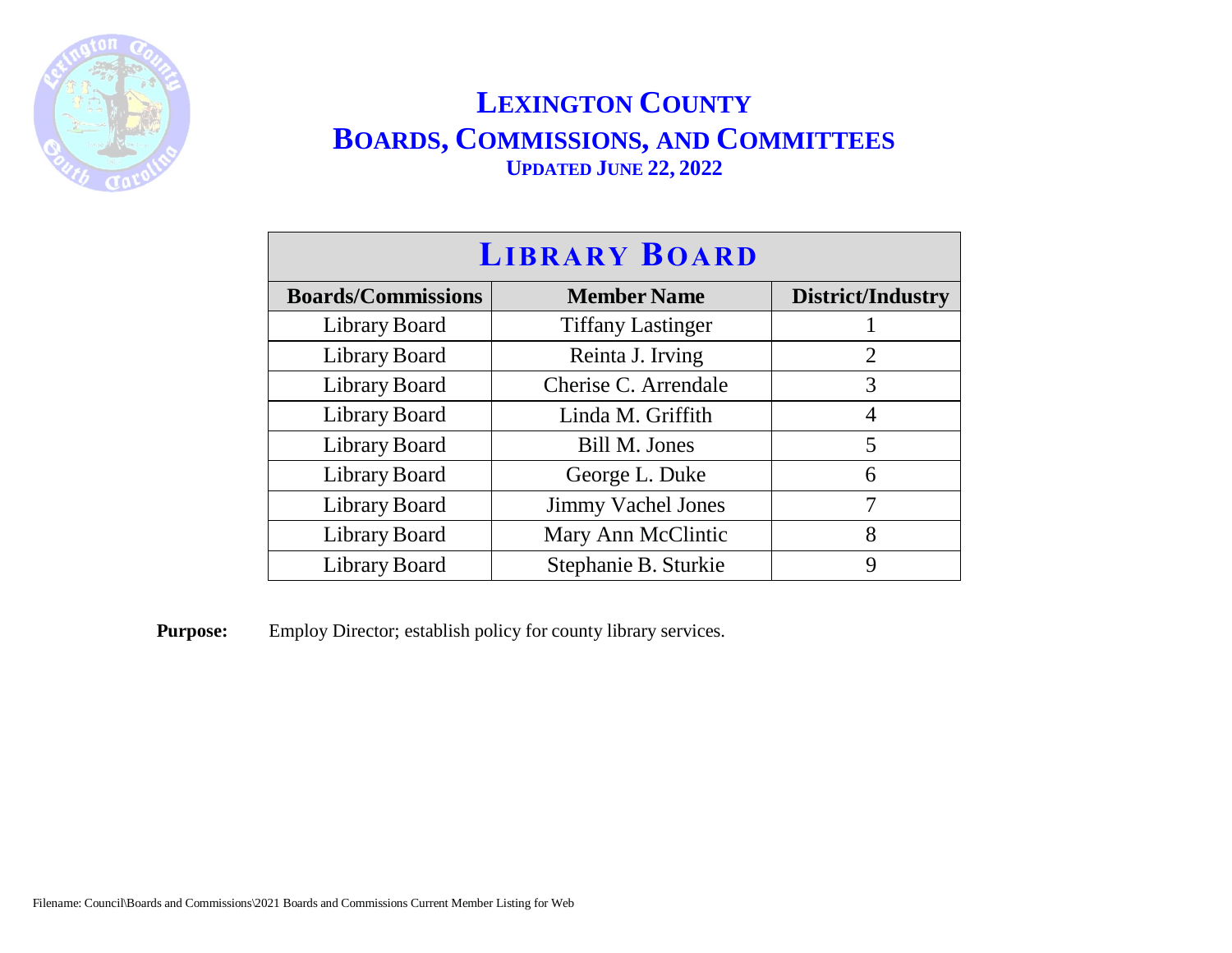# LEXINGTON COUNTY
# BOARDS, COMMISSIONS, AND COMMITTEES
### UPDATED JUNE 22, 2022

| LIBRARY BOARD | | |
|---|---|---|
| **Boards/Commissions** | **Member Name** | **District/Industry** |
| Library Board | Tiffany Lastinger | 1 |
| Library Board | Reinta J. Irving | 2 |
| Library Board | Cherise C. Arrendale | 3 |
| Library Board | Linda M. Griffith | 4 |
| Library Board | Bill M. Jones | 5 |
| Library Board | George L. Duke | 6 |
| Library Board | Jimmy Vachel Jones | 7 |
| Library Board | Mary Ann McClintic | 8 |
| Library Board | Stephanie B. Sturkie | 9 |

**Purpose:** Employ Director; establish policy for county library services.

Filename: Council\Boards and Commissions\2021 Boards and Commissions Current Member Listing for Web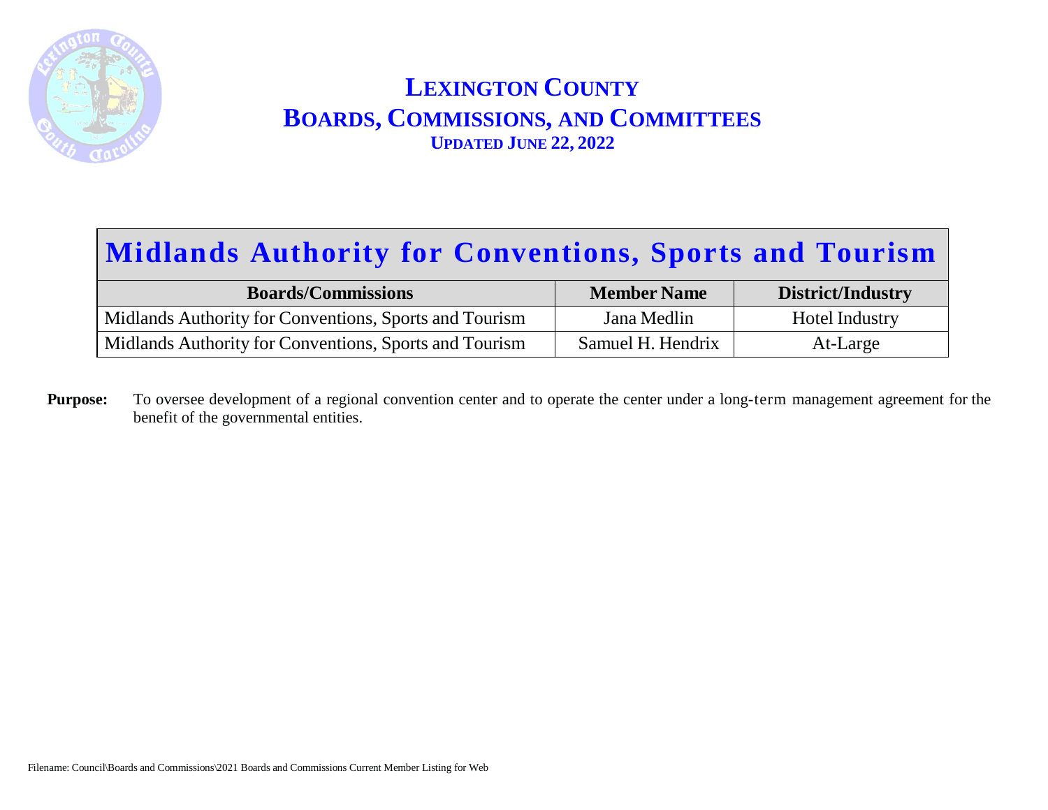# LEXINGTON COUNTY
# BOARDS, COMMISSIONS, AND COMMITTEES
**UPDATED JUNE 22, 2022**

## Midlands Authority for Conventions, Sports and Tourism

| Boards/Commissions | Member Name | District/Industry |
|---|---|---|
| Midlands Authority for Conventions, Sports and Tourism | Jana Medlin | Hotel Industry |
| Midlands Authority for Conventions, Sports and Tourism | Samuel H. Hendrix | At-Large |

**Purpose:** To oversee development of a regional convention center and to operate the center under a long-term management agreement for the benefit of the governmental entities.

Filename: Council\Boards and Commissions\2021 Boards and Commissions Current Member Listing for Web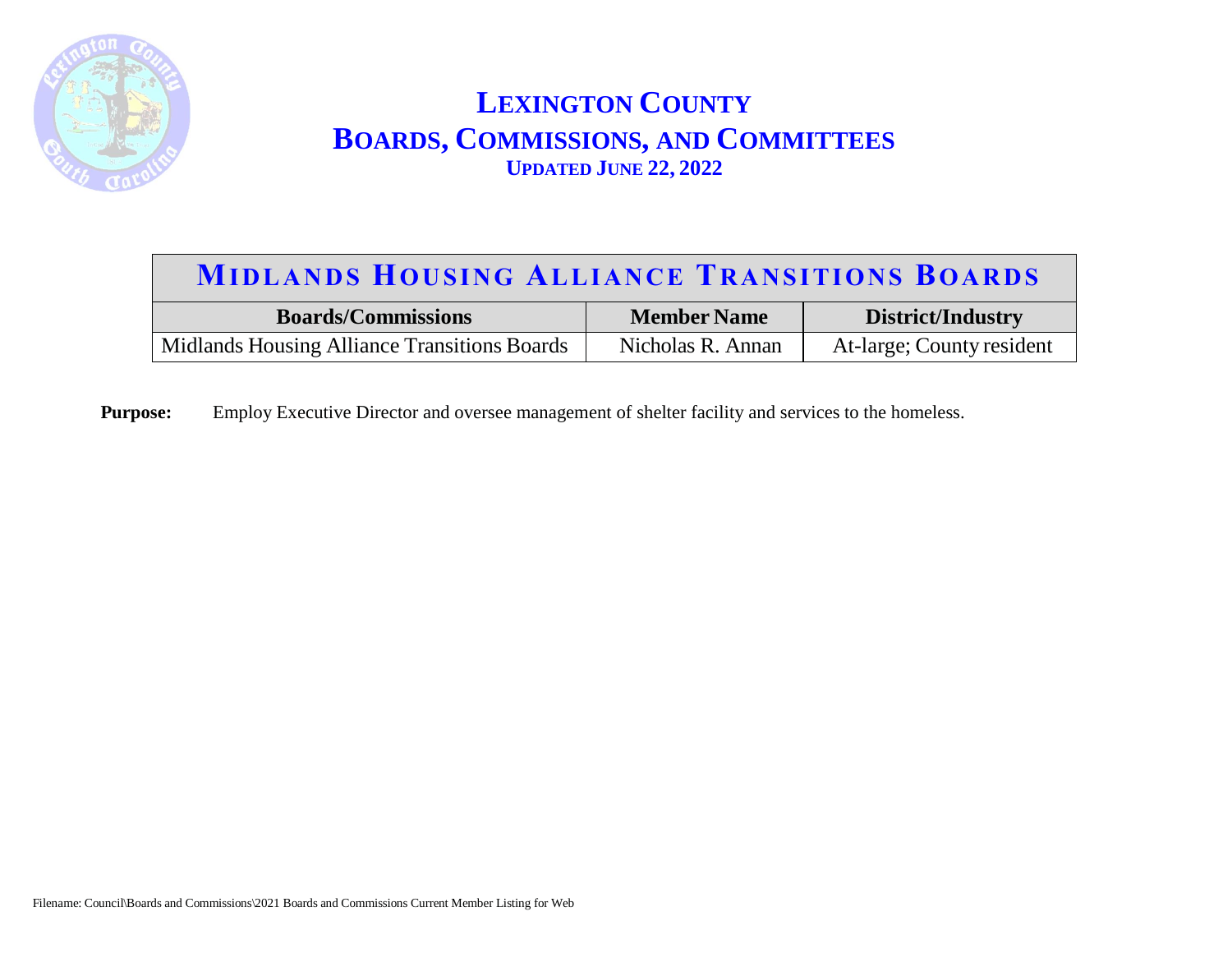# LEXINGTON COUNTY
## BOARDS, COMMISSIONS, AND COMMITTEES
### UPDATED JUNE 22, 2022

| MIDLANDS HOUSING ALLIANCE TRANSITIONS BOARDS | | |
|---|---|---|
| **Boards/Commissions** | **Member Name** | **District/Industry** |
| Midlands Housing Alliance Transitions Boards | Nicholas R. Annan | At-large; County resident |

**Purpose:** Employ Executive Director and oversee management of shelter facility and services to the homeless.

Filename: Council\Boards and Commissions\2021 Boards and Commissions Current Member Listing for Web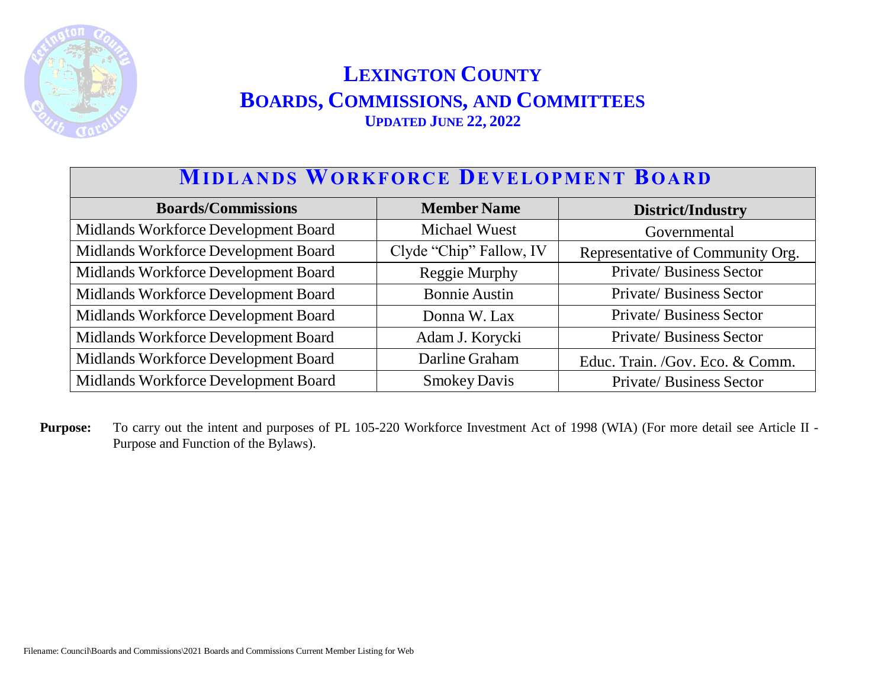# LEXINGTON COUNTY
# BOARDS, COMMISSIONS, AND COMMITTEES
### UPDATED JUNE 22, 2022

## MIDLANDS WORKFORCE DEVELOPMENT BOARD

| Boards/Commissions | Member Name | District/Industry |
| --- | --- | --- |
| Midlands Workforce Development Board | Michael Wuest | Governmental |
| Midlands Workforce Development Board | Clyde "Chip" Fallow, IV | Representative of Community Org. |
| Midlands Workforce Development Board | Reggie Murphy | Private/ Business Sector |
| Midlands Workforce Development Board | Bonnie Austin | Private/ Business Sector |
| Midlands Workforce Development Board | Donna W. Lax | Private/ Business Sector |
| Midlands Workforce Development Board | Adam J. Korycki | Private/ Business Sector |
| Midlands Workforce Development Board | Darline Graham | Educ. Train. /Gov. Eco. & Comm. |
| Midlands Workforce Development Board | Smokey Davis | Private/ Business Sector |

**Purpose:** To carry out the intent and purposes of PL 105-220 Workforce Investment Act of 1998 (WIA) (For more detail see Article II - Purpose and Function of the Bylaws).

Filename: Council\Boards and Commissions\2021 Boards and Commissions Current Member Listing for Web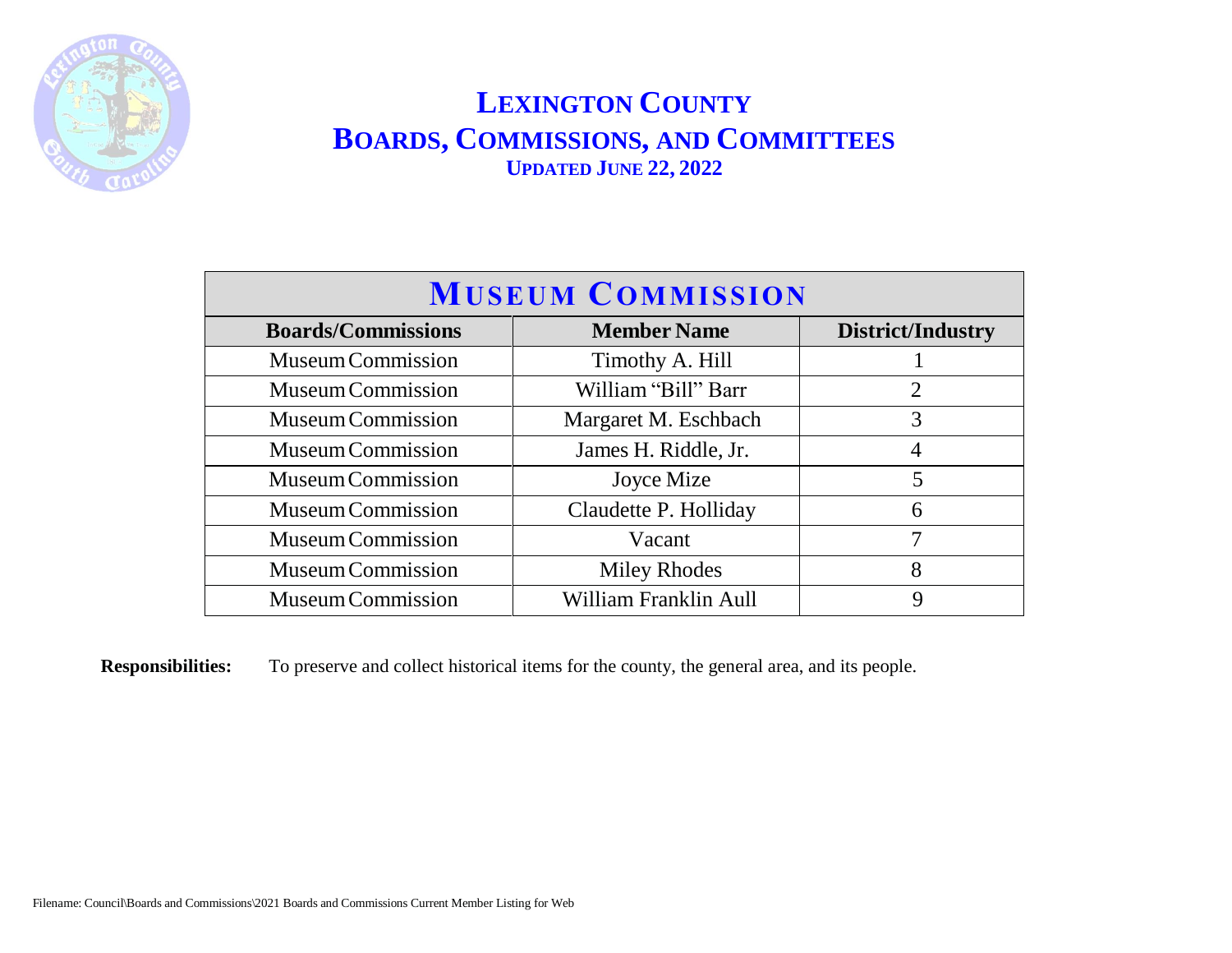# LEXINGTON COUNTY
# BOARDS, COMMISSIONS, AND COMMITTEES
### UPDATED JUNE 22, 2022

## MUSEUM COMMISSION

| Boards/Commissions | Member Name | District/Industry |
|---|---|---|
| Museum Commission | Timothy A. Hill | 1 |
| Museum Commission | William "Bill" Barr | 2 |
| Museum Commission | Margaret M. Eschbach | 3 |
| Museum Commission | James H. Riddle, Jr. | 4 |
| Museum Commission | Joyce Mize | 5 |
| Museum Commission | Claudette P. Holliday | 6 |
| Museum Commission | Vacant | 7 |
| Museum Commission | Miley Rhodes | 8 |
| Museum Commission | William Franklin Aull | 9 |

**Responsibilities:** To preserve and collect historical items for the county, the general area, and its people.

Filename: Council\Boards and Commissions\2021 Boards and Commissions Current Member Listing for Web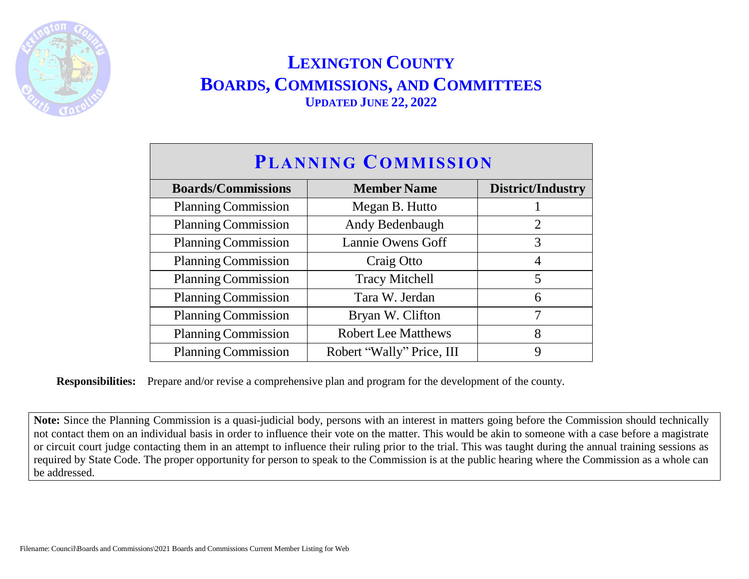# LEXINGTON COUNTY
# BOARDS, COMMISSIONS, AND COMMITTEES
### UPDATED JUNE 22, 2022

## PLANNING COMMISSION

| Boards/Commissions | Member Name | District/Industry |
|---|---|---|
| Planning Commission | Megan B. Hutto | 1 |
| Planning Commission | Andy Bedenbaugh | 2 |
| Planning Commission | Lannie Owens Goff | 3 |
| Planning Commission | Craig Otto | 4 |
| Planning Commission | Tracy Mitchell | 5 |
| Planning Commission | Tara W. Jerdan | 6 |
| Planning Commission | Bryan W. Clifton | 7 |
| Planning Commission | Robert Lee Matthews | 8 |
| Planning Commission | Robert "Wally" Price, III | 9 |

**Responsibilities:** Prepare and/or revise a comprehensive plan and program for the development of the county.

**Note:** Since the Planning Commission is a quasi-judicial body, persons with an interest in matters going before the Commission should technically not contact them on an individual basis in order to influence their vote on the matter. This would be akin to someone with a case before a magistrate or circuit court judge contacting them in an attempt to influence their ruling prior to the trial. This was taught during the annual training sessions as required by State Code. The proper opportunity for person to speak to the Commission is at the public hearing where the Commission as a whole can be addressed.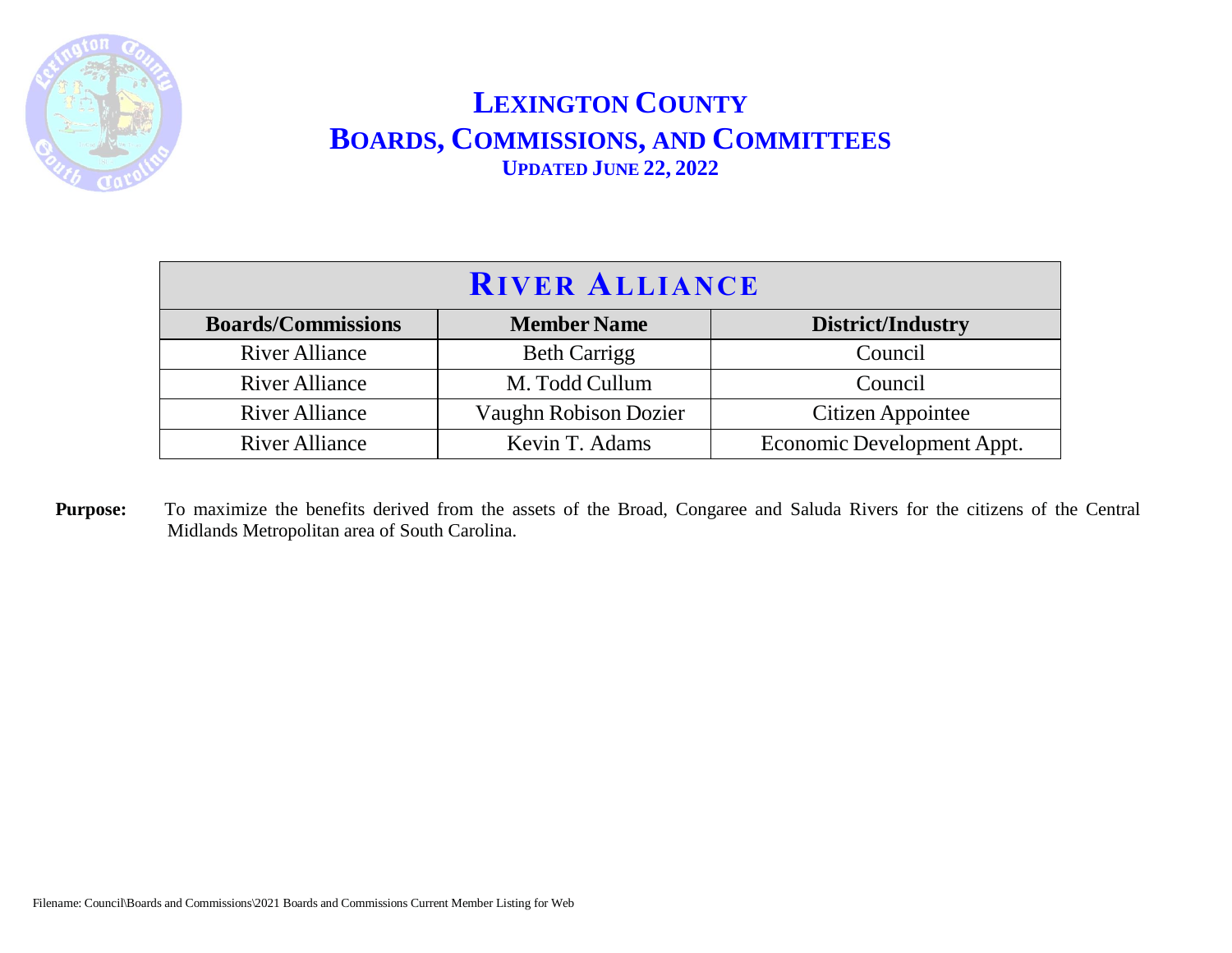# LEXINGTON COUNTY
## BOARDS, COMMISSIONS, AND COMMITTEES
### UPDATED JUNE 22, 2022

| RIVER ALLIANCE | | |
|---|---|---|
| **Boards/Commissions** | **Member Name** | **District/Industry** |
| River Alliance | Beth Carrigg | Council |
| River Alliance | M. Todd Cullum | Council |
| River Alliance | Vaughn Robison Dozier | Citizen Appointee |
| River Alliance | Kevin T. Adams | Economic Development Appt. |

**Purpose:** To maximize the benefits derived from the assets of the Broad, Congaree and Saluda Rivers for the citizens of the Central Midlands Metropolitan area of South Carolina.

Filename: Council\Boards and Commissions\2021 Boards and Commissions Current Member Listing for Web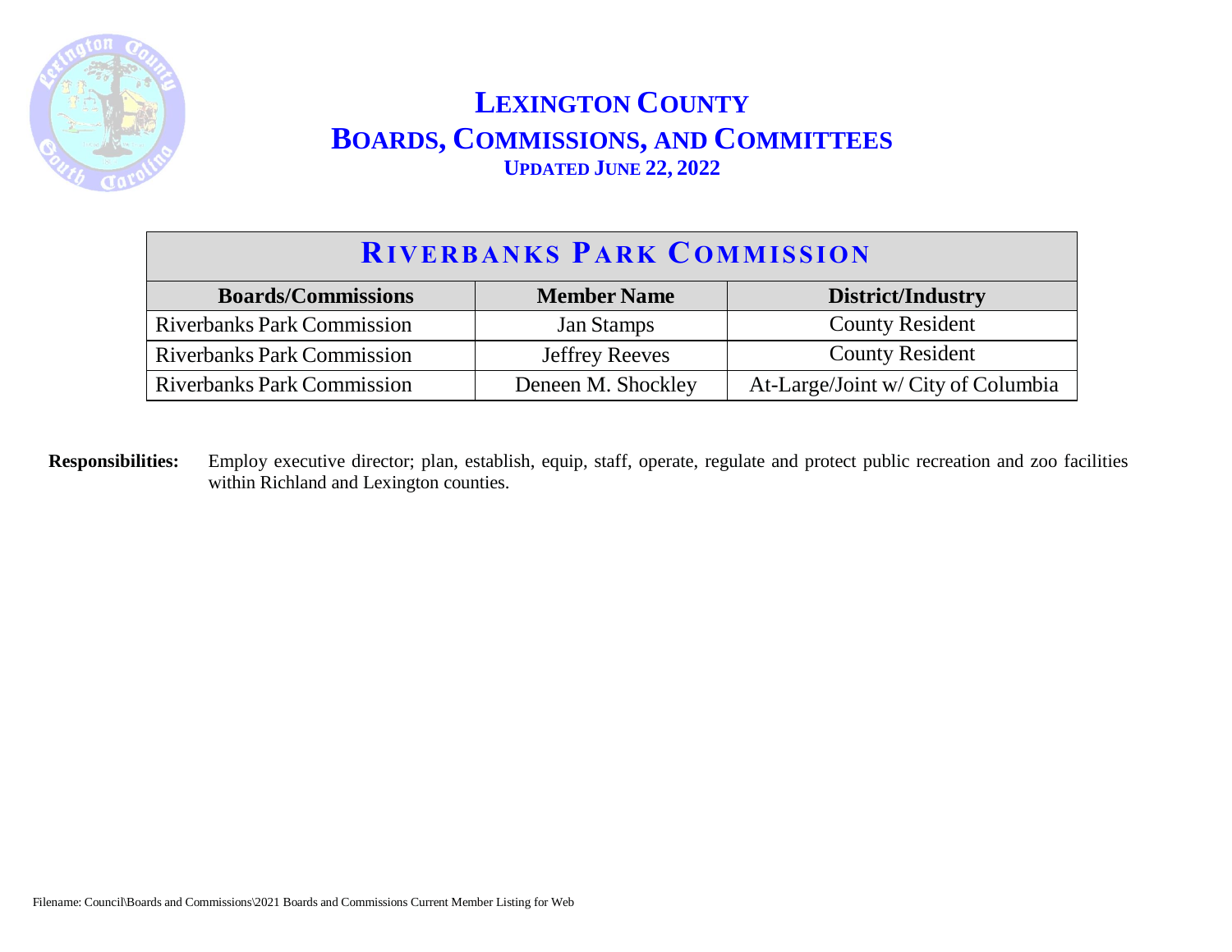# LEXINGTON COUNTY
## BOARDS, COMMISSIONS, AND COMMITTEES
### UPDATED JUNE 22, 2022

| RIVERBANKS PARK COMMISSION | | |
|---|---|---|
| **Boards/Commissions** | **Member Name** | **District/Industry** |
| Riverbanks Park Commission | Jan Stamps | County Resident |
| Riverbanks Park Commission | Jeffrey Reeves | County Resident |
| Riverbanks Park Commission | Deneen M. Shockley | At-Large/Joint w/ City of Columbia |

**Responsibilities:** Employ executive director; plan, establish, equip, staff, operate, regulate and protect public recreation and zoo facilities within Richland and Lexington counties.

Filename: Council\Boards and Commissions\2021 Boards and Commissions Current Member Listing for Web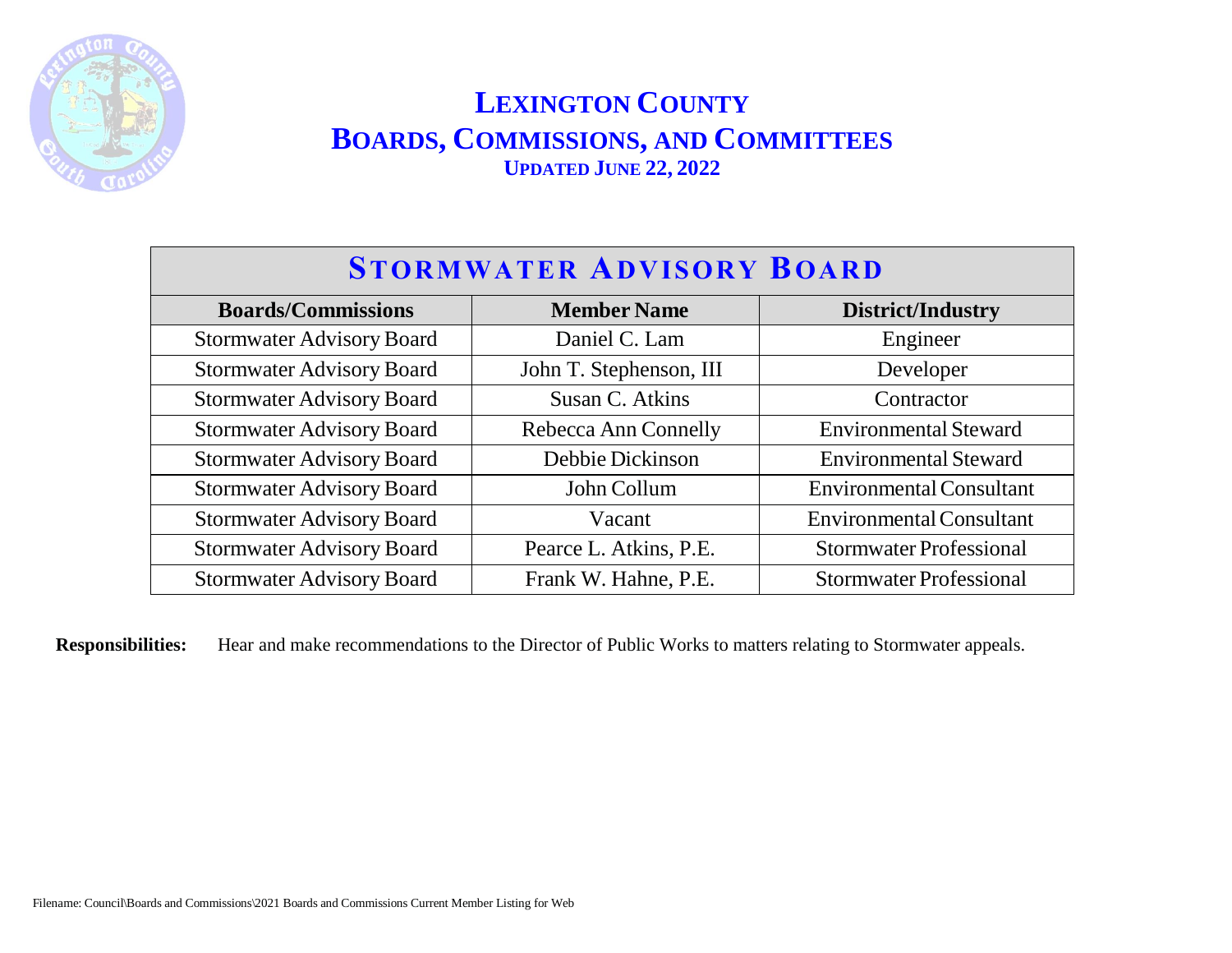# LEXINGTON COUNTY
## BOARDS, COMMISSIONS, AND COMMITTEES
### UPDATED JUNE 22, 2022

| STORMWATER ADVISORY BOARD | | |
|---|---|---|
| **Boards/Commissions** | **Member Name** | **District/Industry** |
| Stormwater Advisory Board | Daniel C. Lam | Engineer |
| Stormwater Advisory Board | John T. Stephenson, III | Developer |
| Stormwater Advisory Board | Susan C. Atkins | Contractor |
| Stormwater Advisory Board | Rebecca Ann Connelly | Environmental Steward |
| Stormwater Advisory Board | Debbie Dickinson | Environmental Steward |
| Stormwater Advisory Board | John Collum | Environmental Consultant |
| Stormwater Advisory Board | Vacant | Environmental Consultant |
| Stormwater Advisory Board | Pearce L. Atkins, P.E. | Stormwater Professional |
| Stormwater Advisory Board | Frank W. Hahne, P.E. | Stormwater Professional |

**Responsibilities:** Hear and make recommendations to the Director of Public Works to matters relating to Stormwater appeals.

Filename: Council\Boards and Commissions\2021 Boards and Commissions Current Member Listing for Web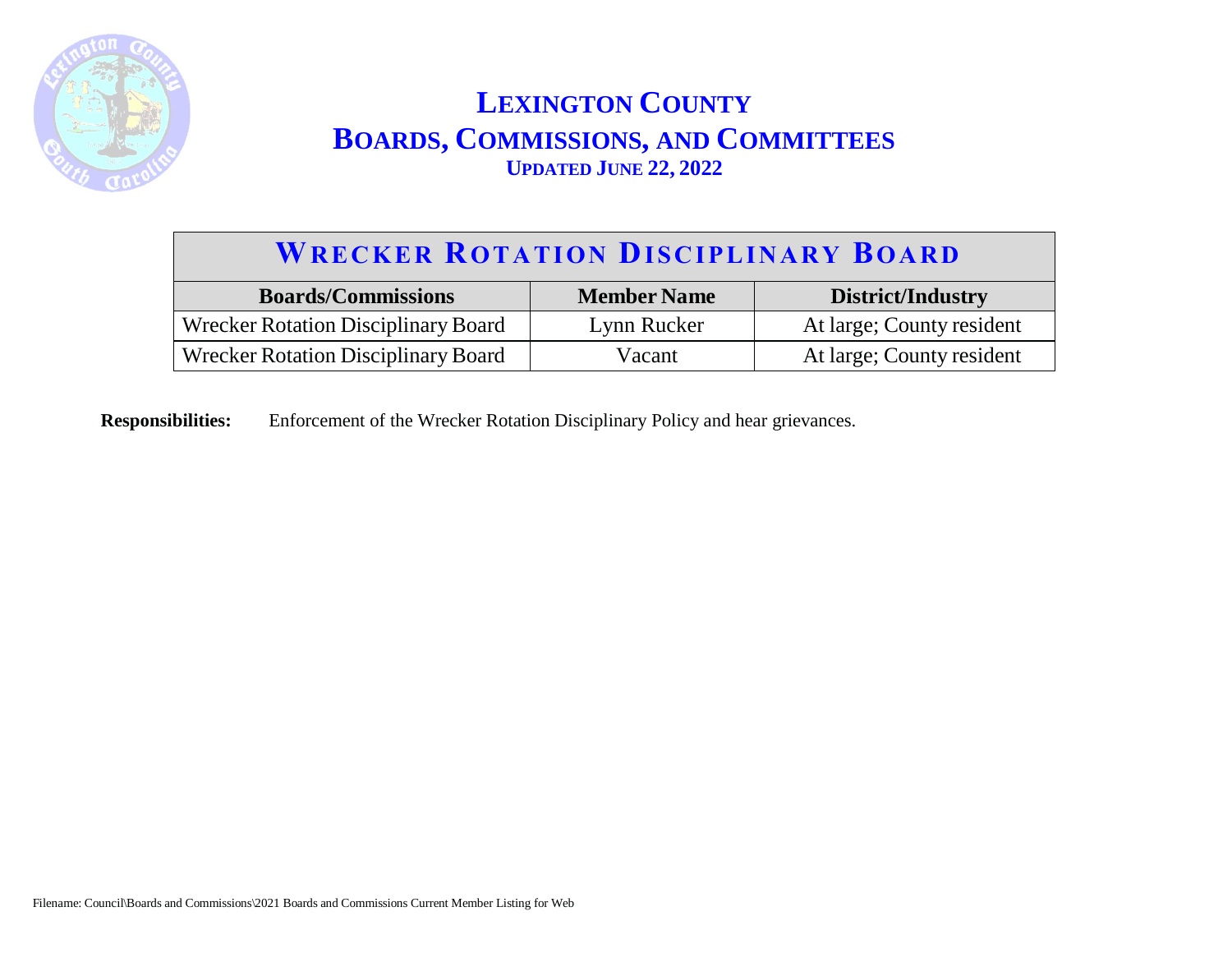# LEXINGTON COUNTY
# BOARDS, COMMISSIONS, AND COMMITTEES
### UPDATED JUNE 22, 2022

| WRECKER ROTATION DISCIPLINARY BOARD | | |
|---|---|---|
| **Boards/Commissions** | **Member Name** | **District/Industry** |
| Wrecker Rotation Disciplinary Board | Lynn Rucker | At large; County resident |
| Wrecker Rotation Disciplinary Board | Vacant | At large; County resident |

**Responsibilities:** Enforcement of the Wrecker Rotation Disciplinary Policy and hear grievances.

Filename: Council\Boards and Commissions\2021 Boards and Commissions Current Member Listing for Web